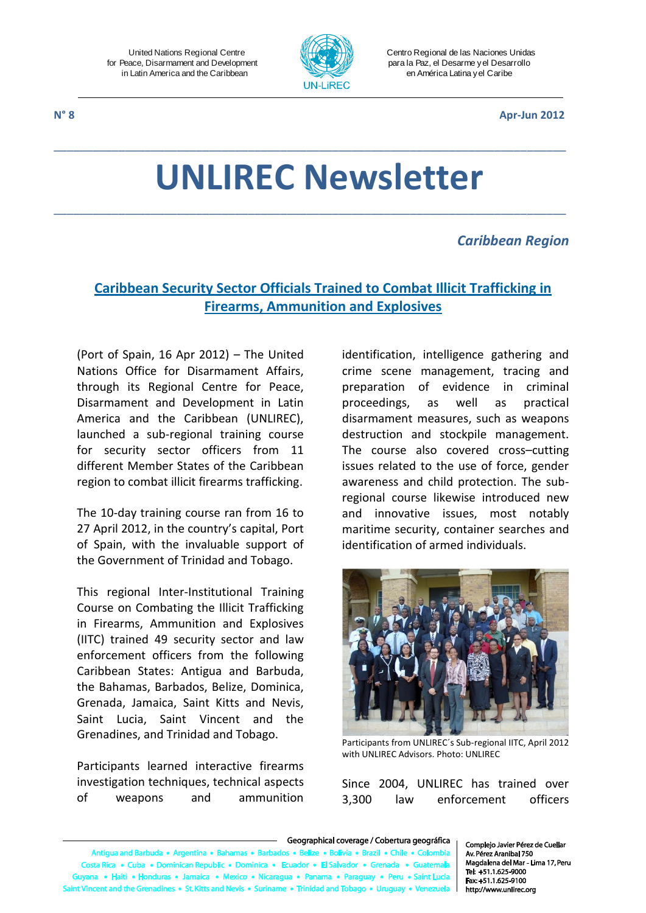United Nations Regional Centre for Peace, Disarmament and Development in Latin America and the Caribbean

Centro Regional de las Naciones Unidas para la Paz, el Desarme y el Desarrollo en América Latina y el Caribe

UN-LiREC

**N° 8** **Apr-Jun 2012**

# UNLIREC Newsletter

*Caribbean Region*

## Caribbean Security Sector Officials Trained to Combat Illicit Trafficking in Firearms, Ammunition and Explosives

(Port of Spain, 16 Apr 2012) – The United Nations Office for Disarmament Affairs, through its Regional Centre for Peace, Disarmament and Development in Latin America and the Caribbean (UNLIREC), launched a sub-regional training course for security sector officers from 11 different Member States of the Caribbean region to combat illicit firearms trafficking.

The 10-day training course ran from 16 to 27 April 2012, in the country's capital, Port of Spain, with the invaluable support of the Government of Trinidad and Tobago.

This regional Inter-Institutional Training Course on Combating the Illicit Trafficking in Firearms, Ammunition and Explosives (IITC) trained 49 security sector and law enforcement officers from the following Caribbean States: Antigua and Barbuda, the Bahamas, Barbados, Belize, Dominica, Grenada, Jamaica, Saint Kitts and Nevis, Saint Lucia, Saint Vincent and the Grenadines, and Trinidad and Tobago.

Participants learned interactive firearms investigation techniques, technical aspects of weapons and ammunition identification, intelligence gathering and crime scene management, tracing and preparation of evidence in criminal proceedings, as well as practical disarmament measures, such as weapons destruction and stockpile management. The course also covered cross–cutting issues related to the use of force, gender awareness and child protection. The sub-regional course likewise introduced new and innovative issues, most notably maritime security, container searches and identification of armed individuals.

Participants from UNLIREC´s Sub-regional IITC, April 2012 with UNLIREC Advisors. Photo: UNLIREC

Since 2004, UNLIREC has trained over 3,300 law enforcement officers

Geographical coverage / Cobertura geográfica

Antigua and Barbuda • Argentina • Bahamas • Barbados • Belize • Bolivia • Brazil • Chile • Colombia • Costa Rica • Cuba • Dominican Republic • Dominica • Ecuador • El Salvador • Grenada • Guatemala • Guyana • Haiti • Honduras • Jamaica • Mexico • Nicaragua • Panama • Paraguay • Peru • Saint Lucia • Saint Vincent and the Grenadines • St. Kitts and Nevis • Suriname • Trinidad and Tobago • Uruguay • Venezuela

Complejo Javier Pérez de Cuellar
Av. Pérez Araníbal 750
Magdalena del Mar - Lima 17, Peru
Tel: +51.1.625-9000
Fax: +51.1.625-9100
http://www.unlirec.org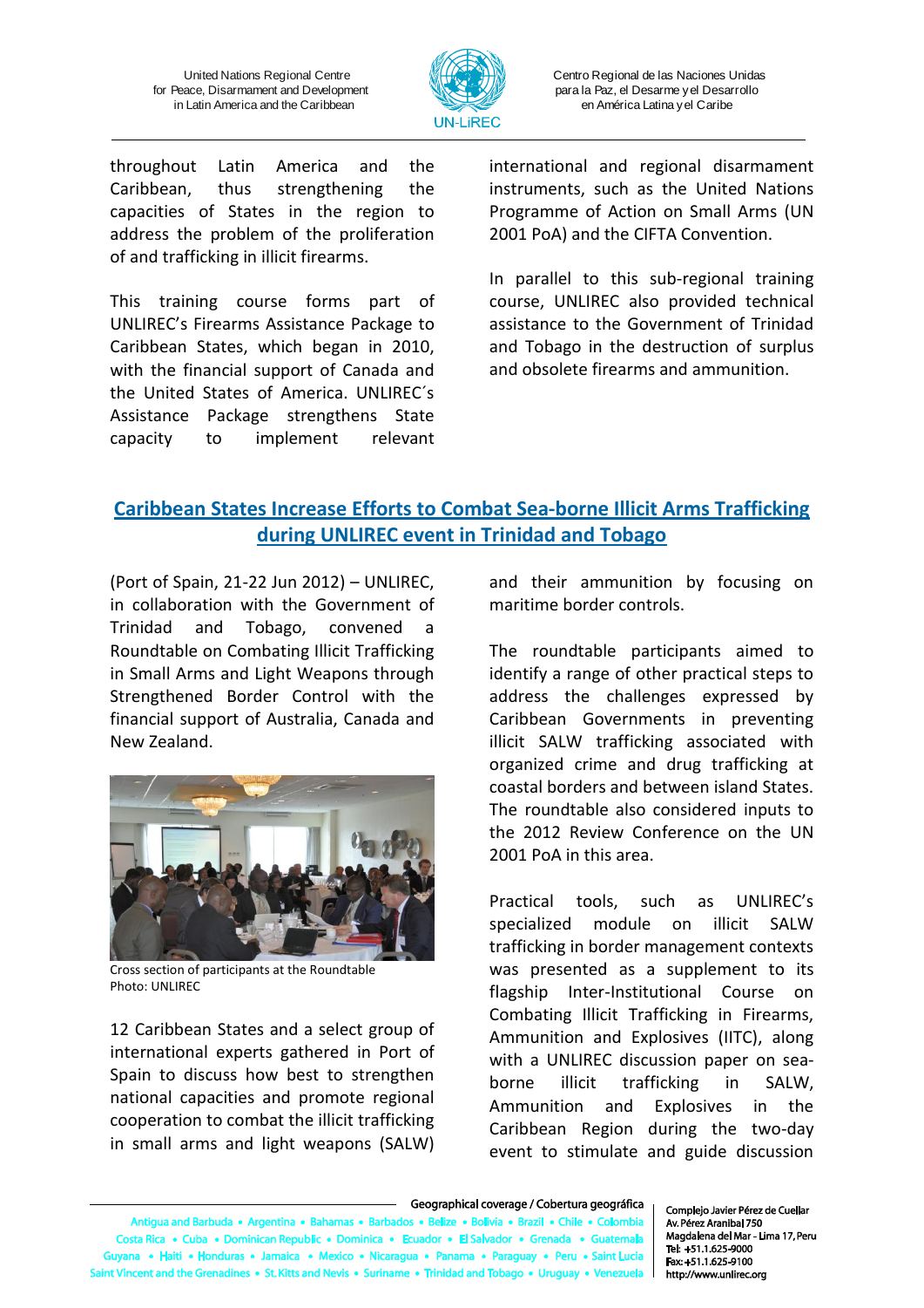throughout Latin America and the Caribbean, thus strengthening the capacities of States in the region to address the problem of the proliferation of and trafficking in illicit firearms.

This training course forms part of UNLIREC's Firearms Assistance Package to Caribbean States, which began in 2010, with the financial support of Canada and the United States of America. UNLIREC´s Assistance Package strengthens State capacity to implement relevant international and regional disarmament instruments, such as the United Nations Programme of Action on Small Arms (UN 2001 PoA) and the CIFTA Convention.

In parallel to this sub-regional training course, UNLIREC also provided technical assistance to the Government of Trinidad and Tobago in the destruction of surplus and obsolete firearms and ammunition.

## Caribbean States Increase Efforts to Combat Sea-borne Illicit Arms Trafficking during UNLIREC event in Trinidad and Tobago

(Port of Spain, 21-22 Jun 2012) – UNLIREC, in collaboration with the Government of Trinidad and Tobago, convened a Roundtable on Combating Illicit Trafficking in Small Arms and Light Weapons through Strengthened Border Control with the financial support of Australia, Canada and New Zealand.

Cross section of participants at the Roundtable
Photo: UNLIREC

12 Caribbean States and a select group of international experts gathered in Port of Spain to discuss how best to strengthen national capacities and promote regional cooperation to combat the illicit trafficking in small arms and light weapons (SALW) and their ammunition by focusing on maritime border controls.

The roundtable participants aimed to identify a range of other practical steps to address the challenges expressed by Caribbean Governments in preventing illicit SALW trafficking associated with organized crime and drug trafficking at coastal borders and between island States. The roundtable also considered inputs to the 2012 Review Conference on the UN 2001 PoA in this area.

Practical tools, such as UNLIREC's specialized module on illicit SALW trafficking in border management contexts was presented as a supplement to its flagship Inter-Institutional Course on Combating Illicit Trafficking in Firearms, Ammunition and Explosives (IITC), along with a UNLIREC discussion paper on sea-borne illicit trafficking in SALW, Ammunition and Explosives in the Caribbean Region during the two-day event to stimulate and guide discussion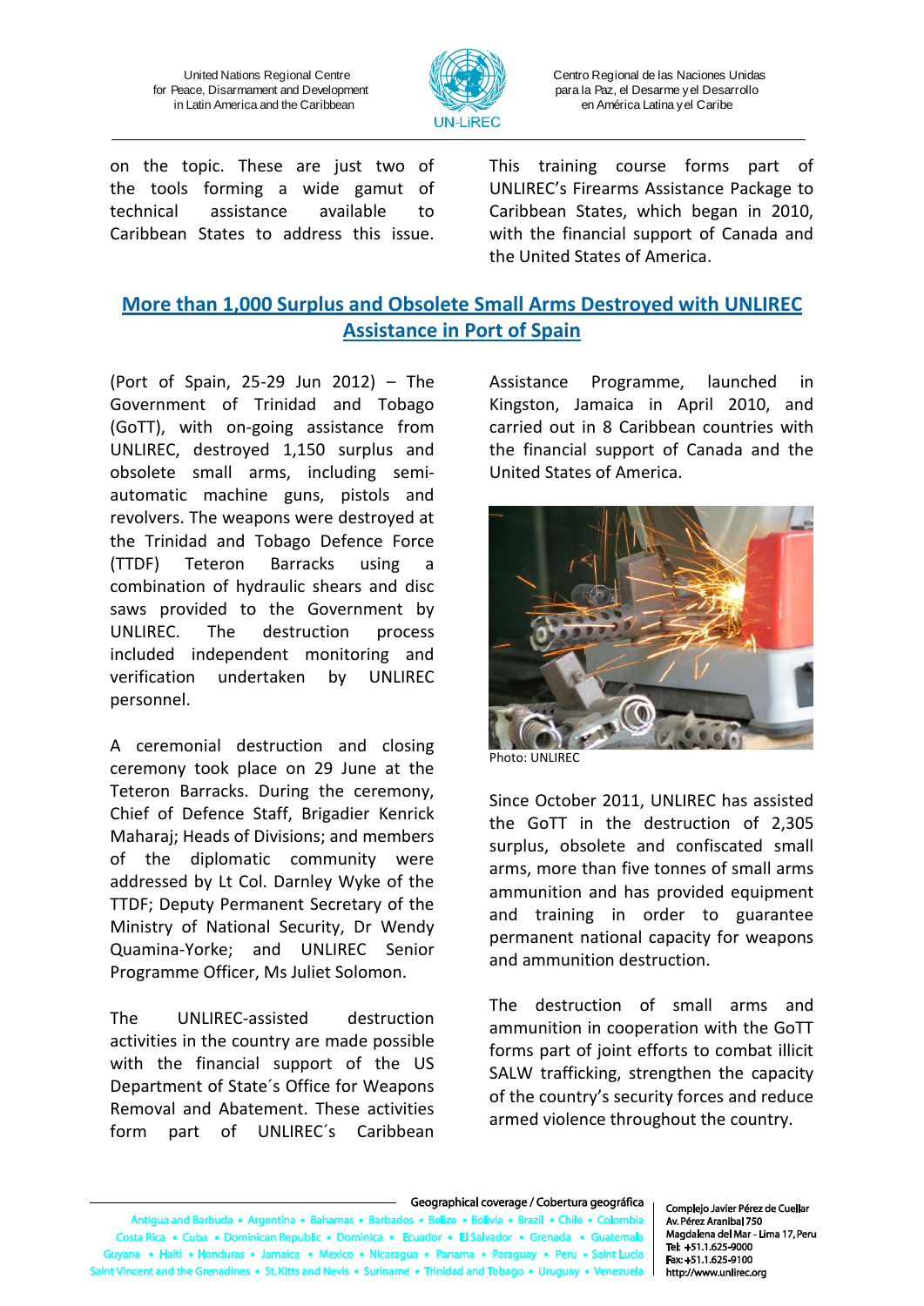on the topic. These are just two of the tools forming a wide gamut of technical assistance available to Caribbean States to address this issue.

This training course forms part of UNLIREC's Firearms Assistance Package to Caribbean States, which began in 2010, with the financial support of Canada and the United States of America.

## More than 1,000 Surplus and Obsolete Small Arms Destroyed with UNLIREC Assistance in Port of Spain

(Port of Spain, 25-29 Jun 2012) – The Government of Trinidad and Tobago (GoTT), with on-going assistance from UNLIREC, destroyed 1,150 surplus and obsolete small arms, including semi-automatic machine guns, pistols and revolvers. The weapons were destroyed at the Trinidad and Tobago Defence Force (TTDF) Teteron Barracks using a combination of hydraulic shears and disc saws provided to the Government by UNLIREC. The destruction process included independent monitoring and verification undertaken by UNLIREC personnel.

A ceremonial destruction and closing ceremony took place on 29 June at the Teteron Barracks. During the ceremony, Chief of Defence Staff, Brigadier Kenrick Maharaj; Heads of Divisions; and members of the diplomatic community were addressed by Lt Col. Darnley Wyke of the TTDF; Deputy Permanent Secretary of the Ministry of National Security, Dr Wendy Quamina-Yorke; and UNLIREC Senior Programme Officer, Ms Juliet Solomon.

The UNLIREC-assisted destruction activities in the country are made possible with the financial support of the US Department of State´s Office for Weapons Removal and Abatement. These activities form part of UNLIREC´s Caribbean Assistance Programme, launched in Kingston, Jamaica in April 2010, and carried out in 8 Caribbean countries with the financial support of Canada and the United States of America.

Photo: UNLIREC

Since October 2011, UNLIREC has assisted the GoTT in the destruction of 2,305 surplus, obsolete and confiscated small arms, more than five tonnes of small arms ammunition and has provided equipment and training in order to guarantee permanent national capacity for weapons and ammunition destruction.

The destruction of small arms and ammunition in cooperation with the GoTT forms part of joint efforts to combat illicit SALW trafficking, strengthen the capacity of the country's security forces and reduce armed violence throughout the country.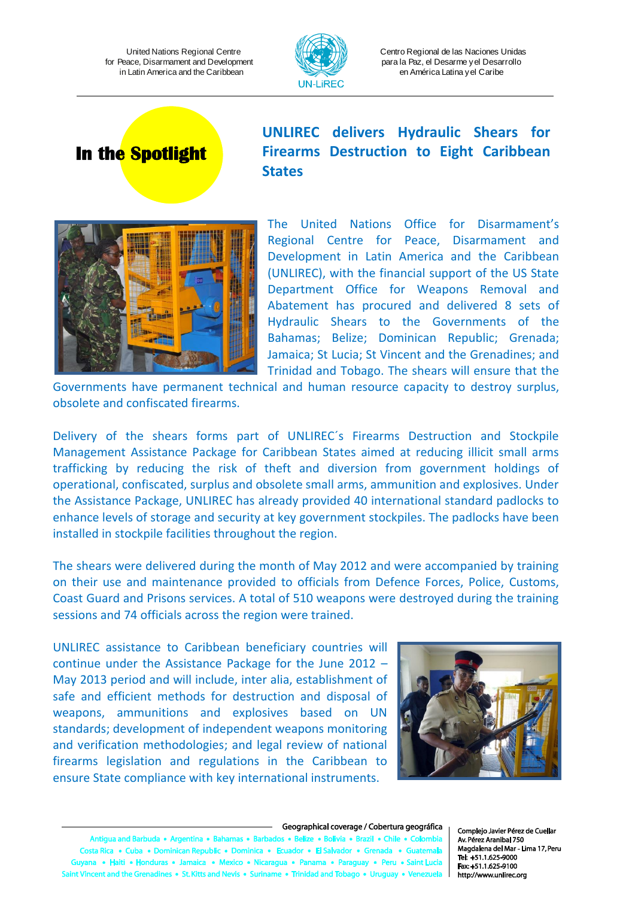In the Spotlight

## UNLIREC delivers Hydraulic Shears for Firearms Destruction to Eight Caribbean States

The United Nations Office for Disarmament's Regional Centre for Peace, Disarmament and Development in Latin America and the Caribbean (UNLIREC), with the financial support of the US State Department Office for Weapons Removal and Abatement has procured and delivered 8 sets of Hydraulic Shears to the Governments of the Bahamas; Belize; Dominican Republic; Grenada; Jamaica; St Lucia; St Vincent and the Grenadines; and Trinidad and Tobago. The shears will ensure that the Governments have permanent technical and human resource capacity to destroy surplus, obsolete and confiscated firearms.

Delivery of the shears forms part of UNLIREC´s Firearms Destruction and Stockpile Management Assistance Package for Caribbean States aimed at reducing illicit small arms trafficking by reducing the risk of theft and diversion from government holdings of operational, confiscated, surplus and obsolete small arms, ammunition and explosives. Under the Assistance Package, UNLIREC has already provided 40 international standard padlocks to enhance levels of storage and security at key government stockpiles. The padlocks have been installed in stockpile facilities throughout the region.

The shears were delivered during the month of May 2012 and were accompanied by training on their use and maintenance provided to officials from Defence Forces, Police, Customs, Coast Guard and Prisons services. A total of 510 weapons were destroyed during the training sessions and 74 officials across the region were trained.

UNLIREC assistance to Caribbean beneficiary countries will continue under the Assistance Package for the June 2012 – May 2013 period and will include, inter alia, establishment of safe and efficient methods for destruction and disposal of weapons, ammunitions and explosives based on UN standards; development of independent weapons monitoring and verification methodologies; and legal review of national firearms legislation and regulations in the Caribbean to ensure State compliance with key international instruments.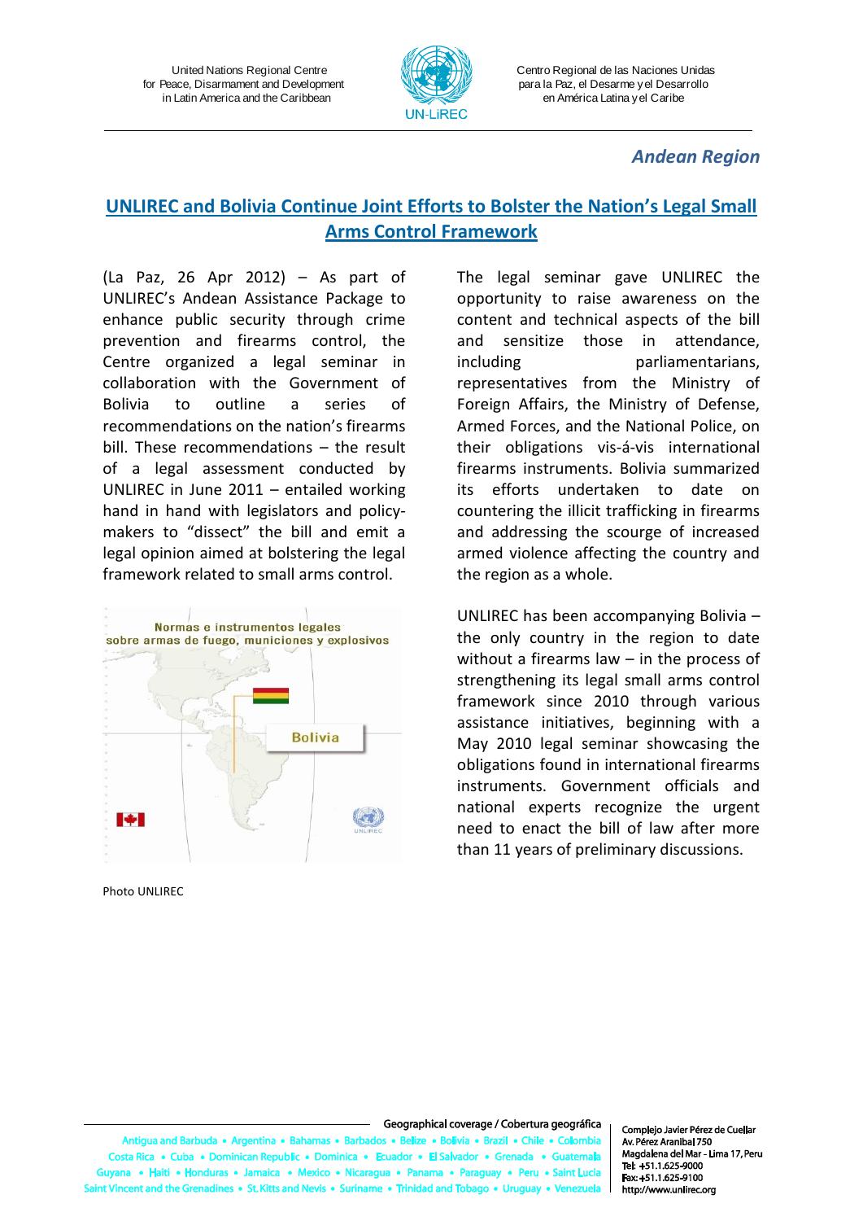*Andean Region*

## UNLIREC and Bolivia Continue Joint Efforts to Bolster the Nation's Legal Small Arms Control Framework

(La Paz, 26 Apr 2012) – As part of UNLIREC's Andean Assistance Package to enhance public security through crime prevention and firearms control, the Centre organized a legal seminar in collaboration with the Government of Bolivia to outline a series of recommendations on the nation's firearms bill. These recommendations – the result of a legal assessment conducted by UNLIREC in June 2011 – entailed working hand in hand with legislators and policy-makers to "dissect" the bill and emit a legal opinion aimed at bolstering the legal framework related to small arms control.

Photo UNLIREC

The legal seminar gave UNLIREC the opportunity to raise awareness on the content and technical aspects of the bill and sensitize those in attendance, including parliamentarians, representatives from the Ministry of Foreign Affairs, the Ministry of Defense, Armed Forces, and the National Police, on their obligations vis-á-vis international firearms instruments. Bolivia summarized its efforts undertaken to date on countering the illicit trafficking in firearms and addressing the scourge of increased armed violence affecting the country and the region as a whole.

UNLIREC has been accompanying Bolivia – the only country in the region to date without a firearms law – in the process of strengthening its legal small arms control framework since 2010 through various assistance initiatives, beginning with a May 2010 legal seminar showcasing the obligations found in international firearms instruments. Government officials and national experts recognize the urgent need to enact the bill of law after more than 11 years of preliminary discussions.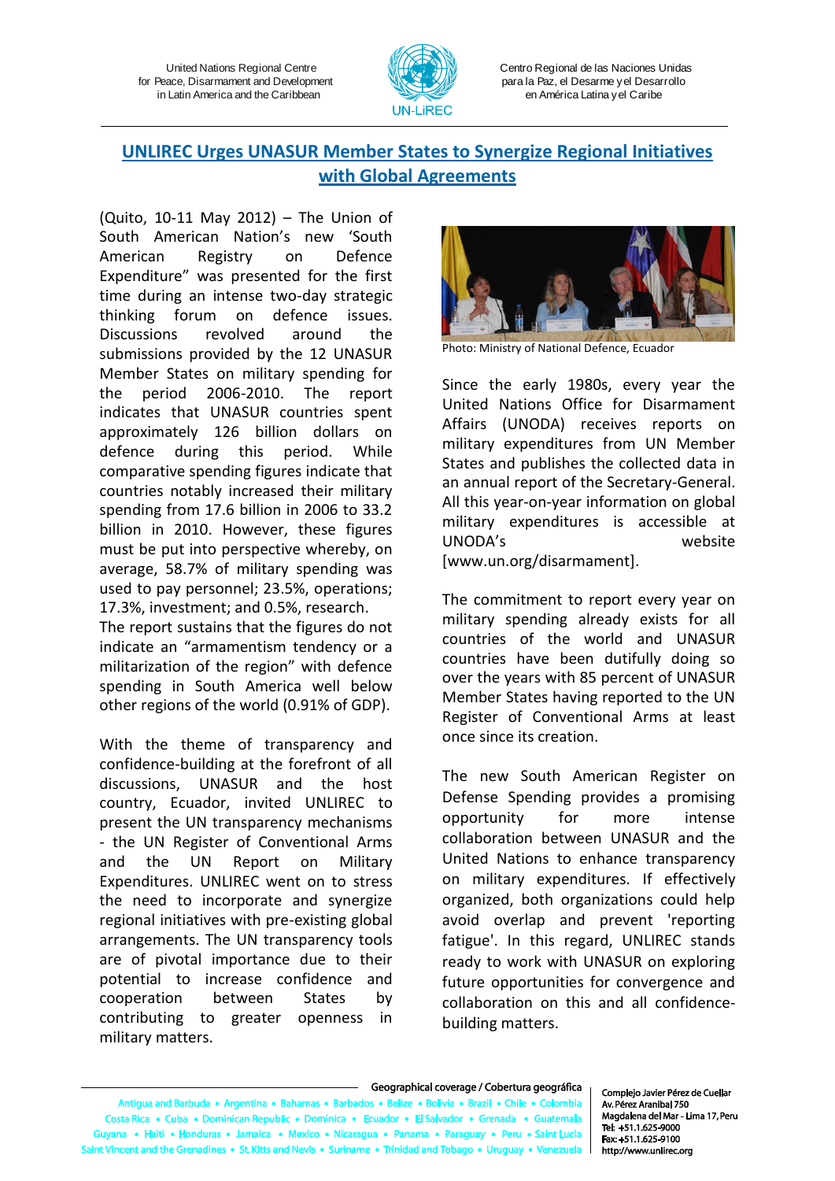United Nations Regional Centre for Peace, Disarmament and Development in Latin America and the Caribbean

Centro Regional de las Naciones Unidas para la Paz, el Desarme y el Desarrollo en América Latina y el Caribe

## UNLIREC Urges UNASUR Member States to Synergize Regional Initiatives with Global Agreements

(Quito, 10-11 May 2012) – The Union of South American Nation's new 'South American Registry on Defence Expenditure" was presented for the first time during an intense two-day strategic thinking forum on defence issues. Discussions revolved around the submissions provided by the 12 UNASUR Member States on military spending for the period 2006-2010. The report indicates that UNASUR countries spent approximately 126 billion dollars on defence during this period. While comparative spending figures indicate that countries notably increased their military spending from 17.6 billion in 2006 to 33.2 billion in 2010. However, these figures must be put into perspective whereby, on average, 58.7% of military spending was used to pay personnel; 23.5%, operations; 17.3%, investment; and 0.5%, research.

The report sustains that the figures do not indicate an "armamentism tendency or a militarization of the region" with defence spending in South America well below other regions of the world (0.91% of GDP).

With the theme of transparency and confidence-building at the forefront of all discussions, UNASUR and the host country, Ecuador, invited UNLIREC to present the UN transparency mechanisms - the UN Register of Conventional Arms and the UN Report on Military Expenditures. UNLIREC went on to stress the need to incorporate and synergize regional initiatives with pre-existing global arrangements. The UN transparency tools are of pivotal importance due to their potential to increase confidence and cooperation between States by contributing to greater openness in military matters.

Photo: Ministry of National Defence, Ecuador

Since the early 1980s, every year the United Nations Office for Disarmament Affairs (UNODA) receives reports on military expenditures from UN Member States and publishes the collected data in an annual report of the Secretary-General. All this year-on-year information on global military expenditures is accessible at UNODA's website [www.un.org/disarmament].

The commitment to report every year on military spending already exists for all countries of the world and UNASUR countries have been dutifully doing so over the years with 85 percent of UNASUR Member States having reported to the UN Register of Conventional Arms at least once since its creation.

The new South American Register on Defense Spending provides a promising opportunity for more intense collaboration between UNASUR and the United Nations to enhance transparency on military expenditures. If effectively organized, both organizations could help avoid overlap and prevent 'reporting fatigue'. In this regard, UNLIREC stands ready to work with UNASUR on exploring future opportunities for convergence and collaboration on this and all confidence-building matters.

Geographical coverage / Cobertura geográfica

Antigua and Barbuda • Argentina • Bahamas • Barbados • Belize • Bolivia • Brazil • Chile • Colombia • Costa Rica • Cuba • Dominican Republic • Dominica • Ecuador • El Salvador • Grenada • Guatemala • Guyana • Haiti • Honduras • Jamaica • Mexico • Nicaragua • Panama • Paraguay • Peru • Saint Lucia • Saint Vincent and the Grenadines • St. Kitts and Nevis • Suriname • Trinidad and Tobago • Uruguay • Venezuela

Complejo Javier Pérez de Cuellar
Av. Pérez Araníbal 750
Magdalena del Mar - Lima 17, Peru
Tel: +51.1.625-9000
Fax: +51.1.625-9100
http://www.unlirec.org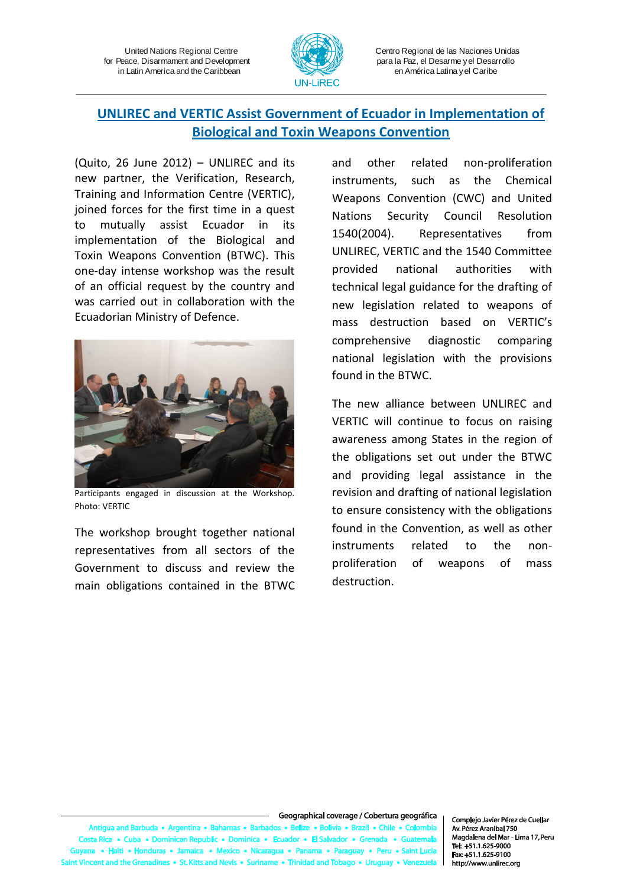## UNLIREC and VERTIC Assist Government of Ecuador in Implementation of Biological and Toxin Weapons Convention

(Quito, 26 June 2012) – UNLIREC and its new partner, the Verification, Research, Training and Information Centre (VERTIC), joined forces for the first time in a quest to mutually assist Ecuador in its implementation of the Biological and Toxin Weapons Convention (BTWC). This one-day intense workshop was the result of an official request by the country and was carried out in collaboration with the Ecuadorian Ministry of Defence.

Participants engaged in discussion at the Workshop. Photo: VERTIC

The workshop brought together national representatives from all sectors of the Government to discuss and review the main obligations contained in the BTWC and other related non-proliferation instruments, such as the Chemical Weapons Convention (CWC) and United Nations Security Council Resolution 1540(2004). Representatives from UNLIREC, VERTIC and the 1540 Committee provided national authorities with technical legal guidance for the drafting of new legislation related to weapons of mass destruction based on VERTIC's comprehensive diagnostic comparing national legislation with the provisions found in the BTWC.

The new alliance between UNLIREC and VERTIC will continue to focus on raising awareness among States in the region of the obligations set out under the BTWC and providing legal assistance in the revision and drafting of national legislation to ensure consistency with the obligations found in the Convention, as well as other instruments related to the non-proliferation of weapons of mass destruction.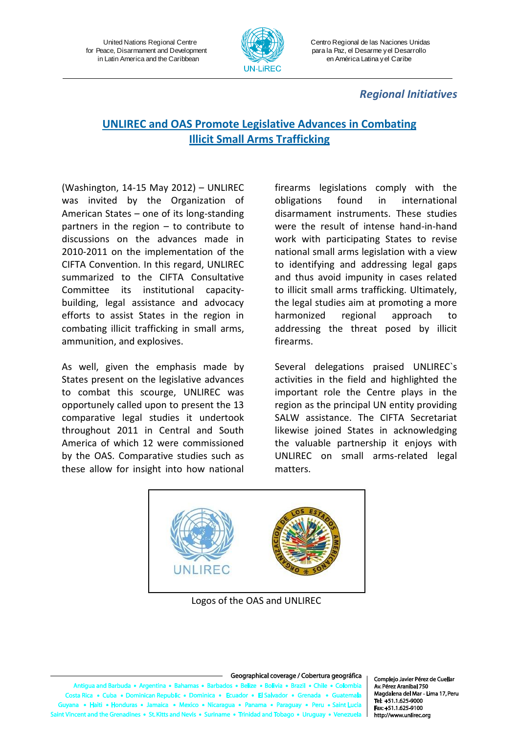*Regional Initiatives*

## UNLIREC and OAS Promote Legislative Advances in Combating Illicit Small Arms Trafficking

(Washington, 14-15 May 2012) – UNLIREC was invited by the Organization of American States – one of its long-standing partners in the region – to contribute to discussions on the advances made in 2010-2011 on the implementation of the CIFTA Convention. In this regard, UNLIREC summarized to the CIFTA Consultative Committee its institutional capacity-building, legal assistance and advocacy efforts to assist States in the region in combating illicit trafficking in small arms, ammunition, and explosives.

As well, given the emphasis made by States present on the legislative advances to combat this scourge, UNLIREC was opportunely called upon to present the 13 comparative legal studies it undertook throughout 2011 in Central and South America of which 12 were commissioned by the OAS. Comparative studies such as these allow for insight into how national firearms legislations comply with the obligations found in international disarmament instruments. These studies were the result of intense hand-in-hand work with participating States to revise national small arms legislation with a view to identifying and addressing legal gaps and thus avoid impunity in cases related to illicit small arms trafficking. Ultimately, the legal studies aim at promoting a more harmonized regional approach to addressing the threat posed by illicit firearms.

Several delegations praised UNLIREC`s activities in the field and highlighted the important role the Centre plays in the region as the principal UN entity providing SALW assistance. The CIFTA Secretariat likewise joined States in acknowledging the valuable partnership it enjoys with UNLIREC on small arms-related legal matters.

Logos of the OAS and UNLIREC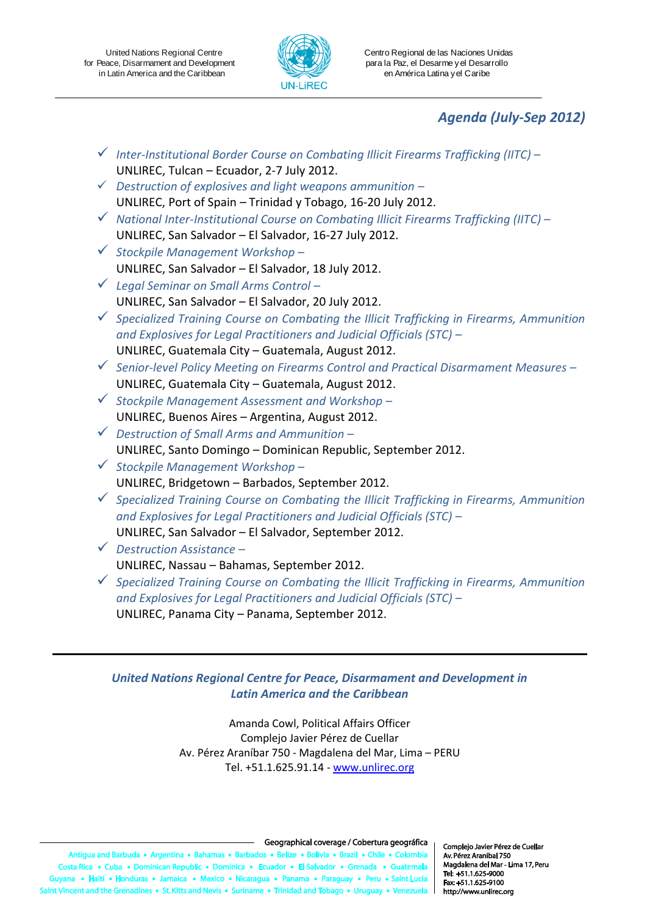## *Agenda (July-Sep 2012)*

- ✓ *Inter-Institutional Border Course on Combating Illicit Firearms Trafficking (IITC) –*
  UNLIREC, Tulcan – Ecuador, 2-7 July 2012.
- ✓ *Destruction of explosives and light weapons ammunition –*
  UNLIREC, Port of Spain – Trinidad y Tobago, 16-20 July 2012.
- ✓ *National Inter-Institutional Course on Combating Illicit Firearms Trafficking (IITC) –*
  UNLIREC, San Salvador – El Salvador, 16-27 July 2012.
- ✓ *Stockpile Management Workshop –*
  UNLIREC, San Salvador – El Salvador, 18 July 2012.
- ✓ *Legal Seminar on Small Arms Control –*
  UNLIREC, San Salvador – El Salvador, 20 July 2012.
- ✓ *Specialized Training Course on Combating the Illicit Trafficking in Firearms, Ammunition and Explosives for Legal Practitioners and Judicial Officials (STC) –*
  UNLIREC, Guatemala City – Guatemala, August 2012.
- ✓ *Senior-level Policy Meeting on Firearms Control and Practical Disarmament Measures –*
  UNLIREC, Guatemala City – Guatemala, August 2012.
- ✓ *Stockpile Management Assessment and Workshop –*
  UNLIREC, Buenos Aires – Argentina, August 2012.
- ✓ *Destruction of Small Arms and Ammunition –*
  UNLIREC, Santo Domingo – Dominican Republic, September 2012.
- ✓ *Stockpile Management Workshop –*
  UNLIREC, Bridgetown – Barbados, September 2012.
- ✓ *Specialized Training Course on Combating the Illicit Trafficking in Firearms, Ammunition and Explosives for Legal Practitioners and Judicial Officials (STC) –*
  UNLIREC, San Salvador – El Salvador, September 2012.
- ✓ *Destruction Assistance –*
  UNLIREC, Nassau – Bahamas, September 2012.
- ✓ *Specialized Training Course on Combating the Illicit Trafficking in Firearms, Ammunition and Explosives for Legal Practitioners and Judicial Officials (STC) –*
  UNLIREC, Panama City – Panama, September 2012.

---

***United Nations Regional Centre for Peace, Disarmament and Development in Latin America and the Caribbean***

Amanda Cowl, Political Affairs Officer
Complejo Javier Pérez de Cuellar
Av. Pérez Araníbar 750 - Magdalena del Mar, Lima – PERU
Tel. +51.1.625.91.14 - www.unlirec.org